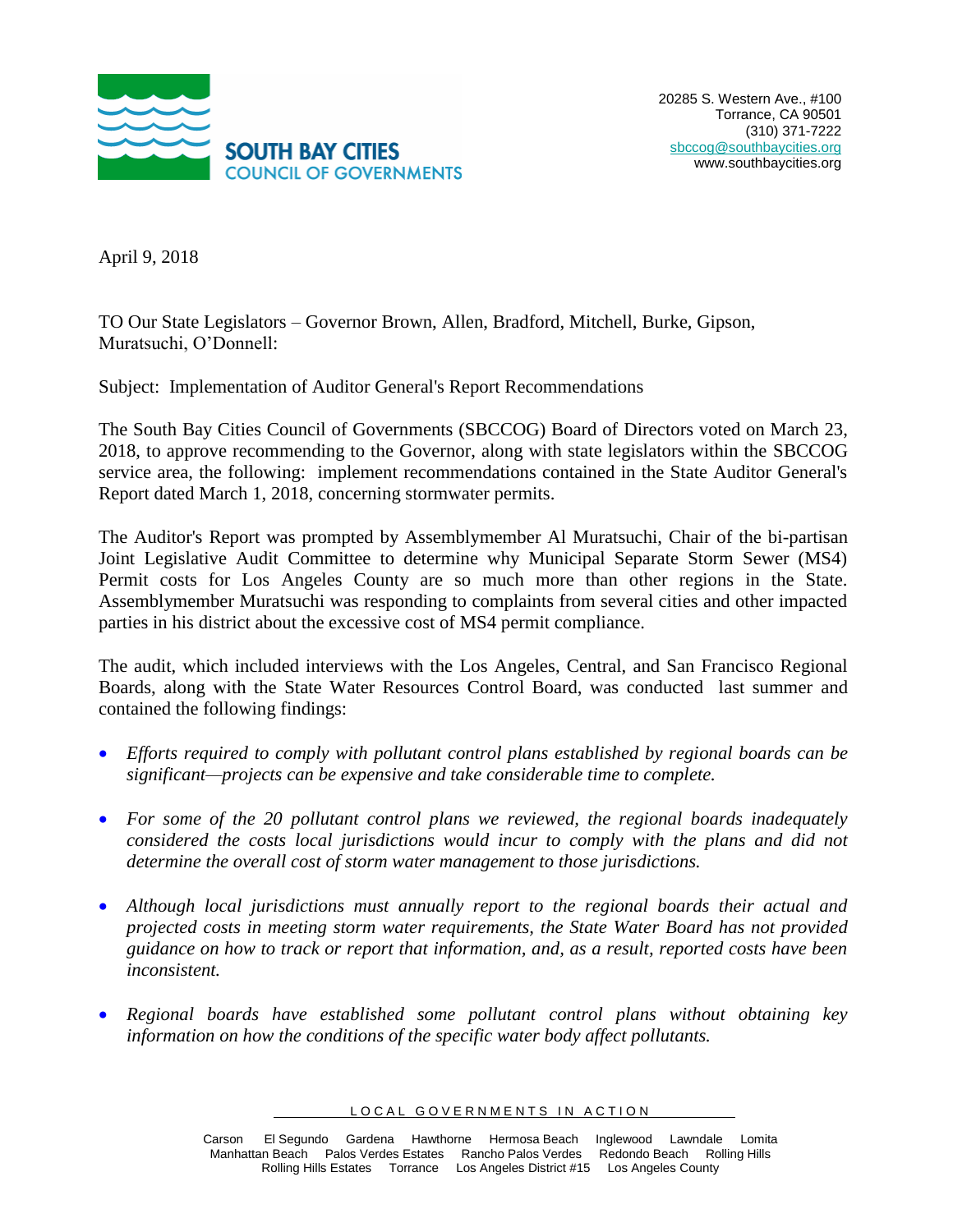**SOUTH BAY CITIES**
**COUNCIL OF GOVERNMENTS**

20285 S. Western Ave., #100
Torrance, CA 90501
(310) 371-7222
sbccog@southbaycities.org
www.southbaycities.org

April 9, 2018

TO Our State Legislators – Governor Brown, Allen, Bradford, Mitchell, Burke, Gipson, Muratsuchi, O'Donnell:

Subject: Implementation of Auditor General's Report Recommendations

The South Bay Cities Council of Governments (SBCCOG) Board of Directors voted on March 23, 2018, to approve recommending to the Governor, along with state legislators within the SBCCOG service area, the following: implement recommendations contained in the State Auditor General's Report dated March 1, 2018, concerning stormwater permits.

The Auditor's Report was prompted by Assemblymember Al Muratsuchi, Chair of the bi-partisan Joint Legislative Audit Committee to determine why Municipal Separate Storm Sewer (MS4) Permit costs for Los Angeles County are so much more than other regions in the State. Assemblymember Muratsuchi was responding to complaints from several cities and other impacted parties in his district about the excessive cost of MS4 permit compliance.

The audit, which included interviews with the Los Angeles, Central, and San Francisco Regional Boards, along with the State Water Resources Control Board, was conducted last summer and contained the following findings:

- *Efforts required to comply with pollutant control plans established by regional boards can be significant—projects can be expensive and take considerable time to complete.*

- *For some of the 20 pollutant control plans we reviewed, the regional boards inadequately considered the costs local jurisdictions would incur to comply with the plans and did not determine the overall cost of storm water management to those jurisdictions.*

- *Although local jurisdictions must annually report to the regional boards their actual and projected costs in meeting storm water requirements, the State Water Board has not provided guidance on how to track or report that information, and, as a result, reported costs have been inconsistent.*

- *Regional boards have established some pollutant control plans without obtaining key information on how the conditions of the specific water body affect pollutants.*

LOCAL GOVERNMENTS IN ACTION

Carson El Segundo Gardena Hawthorne Hermosa Beach Inglewood Lawndale Lomita Manhattan Beach Palos Verdes Estates Rancho Palos Verdes Redondo Beach Rolling Hills Rolling Hills Estates Torrance Los Angeles District #15 Los Angeles County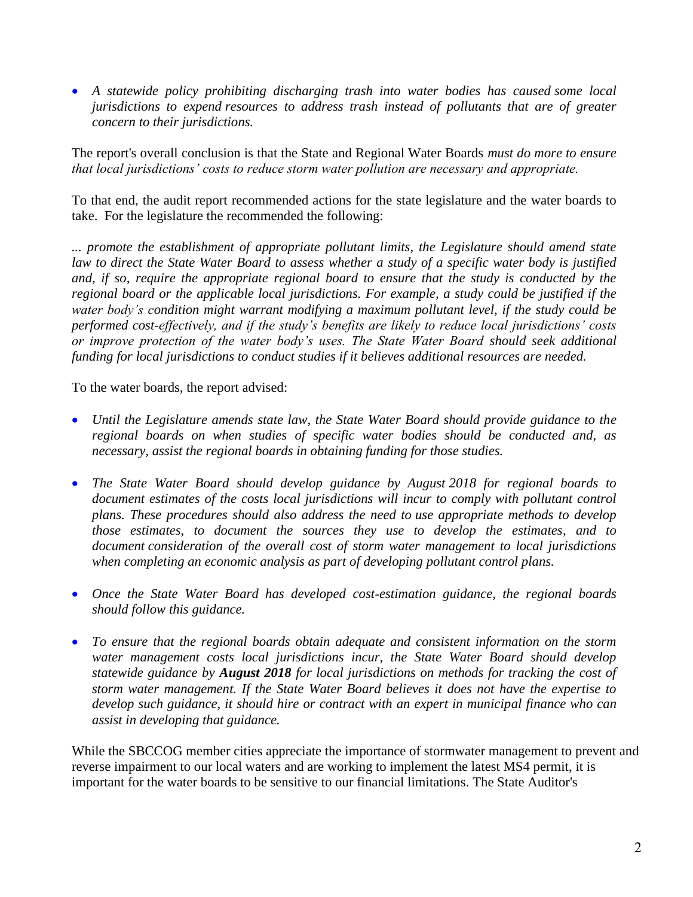- *A statewide policy prohibiting discharging trash into water bodies has caused some local jurisdictions to expend resources to address trash instead of pollutants that are of greater concern to their jurisdictions.*

The report's overall conclusion is that the State and Regional Water Boards *must do more to ensure that local jurisdictions' costs to reduce storm water pollution are necessary and appropriate.*

To that end, the audit report recommended actions for the state legislature and the water boards to take. For the legislature the recommended the following:

*... promote the establishment of appropriate pollutant limits, the Legislature should amend state law to direct the State Water Board to assess whether a study of a specific water body is justified and, if so, require the appropriate regional board to ensure that the study is conducted by the regional board or the applicable local jurisdictions. For example, a study could be justified if the water body's condition might warrant modifying a maximum pollutant level, if the study could be performed cost-effectively, and if the study's benefits are likely to reduce local jurisdictions' costs or improve protection of the water body's uses. The State Water Board should seek additional funding for local jurisdictions to conduct studies if it believes additional resources are needed.*

To the water boards, the report advised:

- *Until the Legislature amends state law, the State Water Board should provide guidance to the regional boards on when studies of specific water bodies should be conducted and, as necessary, assist the regional boards in obtaining funding for those studies.*
- *The State Water Board should develop guidance by August 2018 for regional boards to document estimates of the costs local jurisdictions will incur to comply with pollutant control plans. These procedures should also address the need to use appropriate methods to develop those estimates, to document the sources they use to develop the estimates, and to document consideration of the overall cost of storm water management to local jurisdictions when completing an economic analysis as part of developing pollutant control plans.*
- *Once the State Water Board has developed cost-estimation guidance, the regional boards should follow this guidance.*
- *To ensure that the regional boards obtain adequate and consistent information on the storm water management costs local jurisdictions incur, the State Water Board should develop statewide guidance by* ***August 2018*** *for local jurisdictions on methods for tracking the cost of storm water management. If the State Water Board believes it does not have the expertise to develop such guidance, it should hire or contract with an expert in municipal finance who can assist in developing that guidance.*

While the SBCCOG member cities appreciate the importance of stormwater management to prevent and reverse impairment to our local waters and are working to implement the latest MS4 permit, it is important for the water boards to be sensitive to our financial limitations. The State Auditor's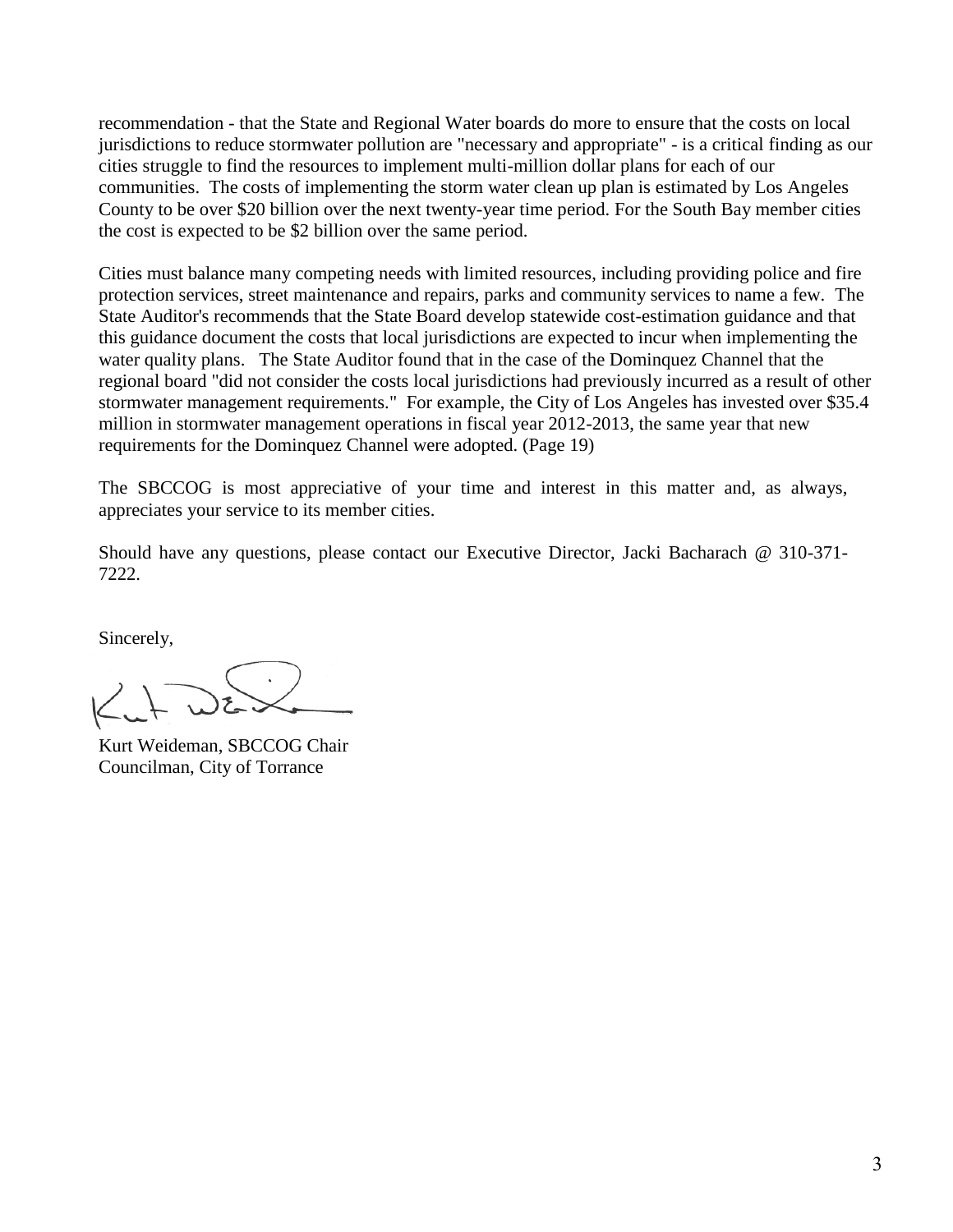recommendation - that the State and Regional Water boards do more to ensure that the costs on local jurisdictions to reduce stormwater pollution are "necessary and appropriate" - is a critical finding as our cities struggle to find the resources to implement multi-million dollar plans for each of our communities. The costs of implementing the storm water clean up plan is estimated by Los Angeles County to be over $20 billion over the next twenty-year time period. For the South Bay member cities the cost is expected to be $2 billion over the same period.

Cities must balance many competing needs with limited resources, including providing police and fire protection services, street maintenance and repairs, parks and community services to name a few. The State Auditor's recommends that the State Board develop statewide cost-estimation guidance and that this guidance document the costs that local jurisdictions are expected to incur when implementing the water quality plans. The State Auditor found that in the case of the Dominquez Channel that the regional board "did not consider the costs local jurisdictions had previously incurred as a result of other stormwater management requirements." For example, the City of Los Angeles has invested over $35.4 million in stormwater management operations in fiscal year 2012-2013, the same year that new requirements for the Dominquez Channel were adopted. (Page 19)

The SBCCOG is most appreciative of your time and interest in this matter and, as always, appreciates your service to its member cities.

Should have any questions, please contact our Executive Director, Jacki Bacharach @ 310-371-7222.

Sincerely,

Kurt Weideman, SBCCOG Chair
Councilman, City of Torrance